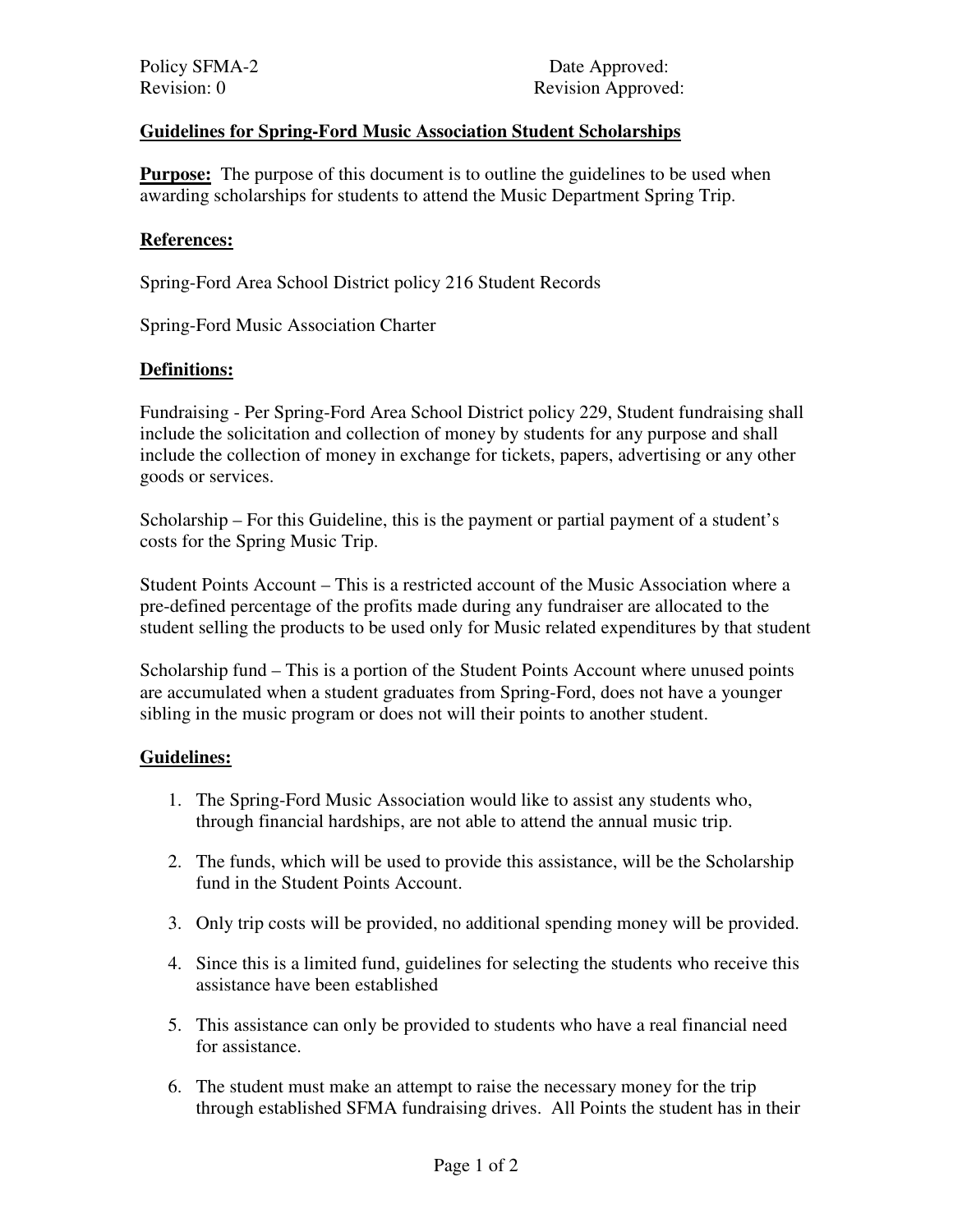Policy SFMA-2 Date Approved:
Revision: 0 Revision Approved:

## Guidelines for Spring-Ford Music Association Student Scholarships

**Purpose:** The purpose of this document is to outline the guidelines to be used when awarding scholarships for students to attend the Music Department Spring Trip.

**References:**

Spring-Ford Area School District policy 216 Student Records

Spring-Ford Music Association Charter

**Definitions:**

Fundraising - Per Spring-Ford Area School District policy 229, Student fundraising shall include the solicitation and collection of money by students for any purpose and shall include the collection of money in exchange for tickets, papers, advertising or any other goods or services.

Scholarship – For this Guideline, this is the payment or partial payment of a student's costs for the Spring Music Trip.

Student Points Account – This is a restricted account of the Music Association where a pre-defined percentage of the profits made during any fundraiser are allocated to the student selling the products to be used only for Music related expenditures by that student

Scholarship fund – This is a portion of the Student Points Account where unused points are accumulated when a student graduates from Spring-Ford, does not have a younger sibling in the music program or does not will their points to another student.

**Guidelines:**

1. The Spring-Ford Music Association would like to assist any students who, through financial hardships, are not able to attend the annual music trip.
2. The funds, which will be used to provide this assistance, will be the Scholarship fund in the Student Points Account.
3. Only trip costs will be provided, no additional spending money will be provided.
4. Since this is a limited fund, guidelines for selecting the students who receive this assistance have been established
5. This assistance can only be provided to students who have a real financial need for assistance.
6. The student must make an attempt to raise the necessary money for the trip through established SFMA fundraising drives. All Points the student has in their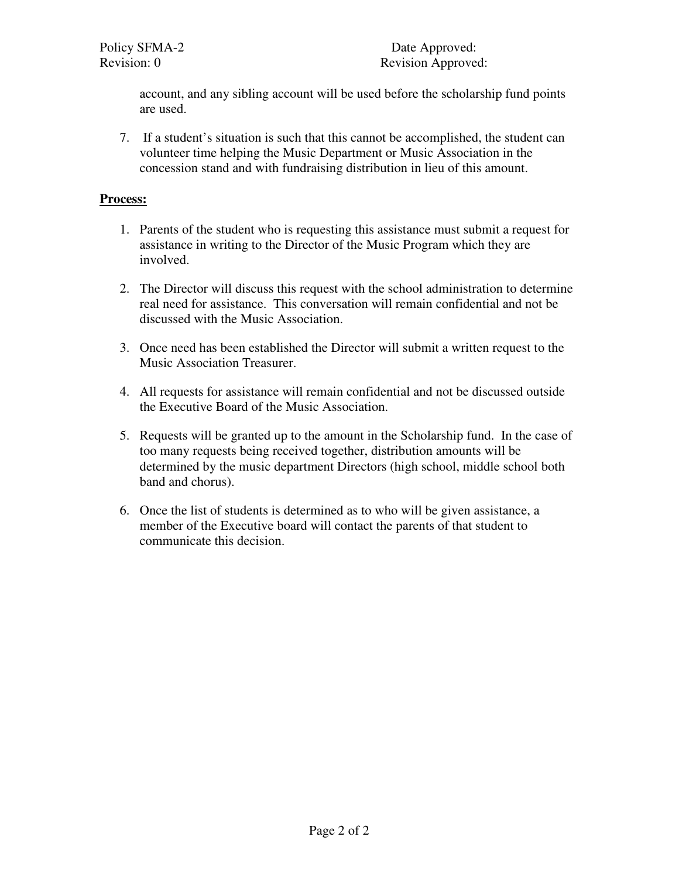account, and any sibling account will be used before the scholarship fund points are used.

7. If a student's situation is such that this cannot be accomplished, the student can volunteer time helping the Music Department or Music Association in the concession stand and with fundraising distribution in lieu of this amount.

**Process:**

1. Parents of the student who is requesting this assistance must submit a request for assistance in writing to the Director of the Music Program which they are involved.

2. The Director will discuss this request with the school administration to determine real need for assistance. This conversation will remain confidential and not be discussed with the Music Association.

3. Once need has been established the Director will submit a written request to the Music Association Treasurer.

4. All requests for assistance will remain confidential and not be discussed outside the Executive Board of the Music Association.

5. Requests will be granted up to the amount in the Scholarship fund. In the case of too many requests being received together, distribution amounts will be determined by the music department Directors (high school, middle school both band and chorus).

6. Once the list of students is determined as to who will be given assistance, a member of the Executive board will contact the parents of that student to communicate this decision.